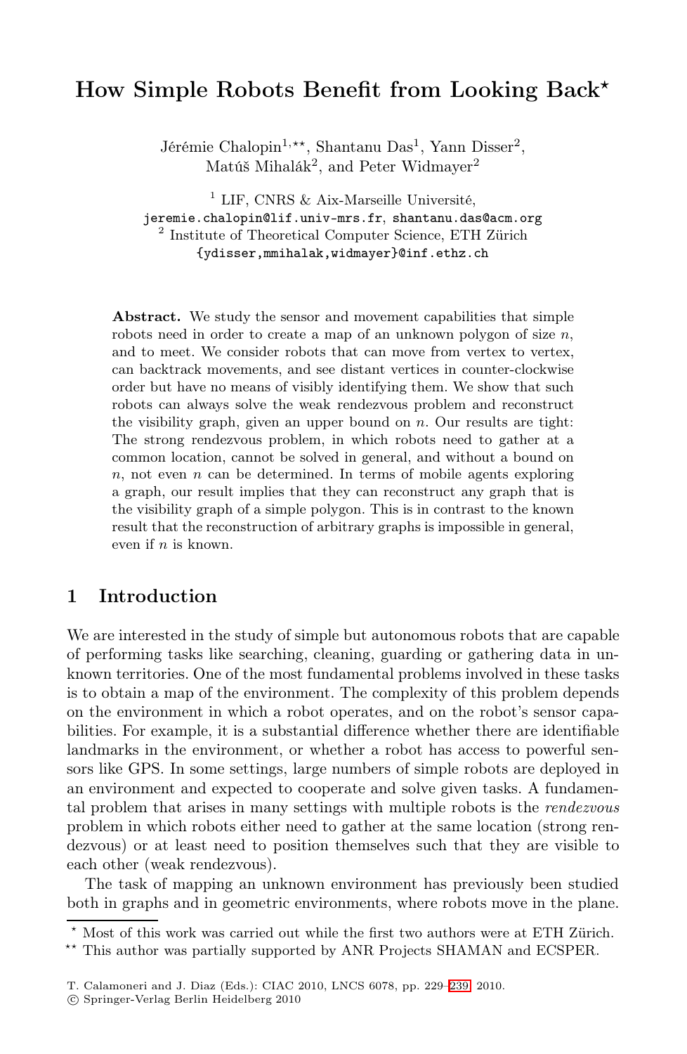# How Simple Robots Benefit from Looking Back*

Jérémie Chalopin[1,**], Shantanu Das[1], Yann Disser[2], Matúš Mihalák[2], and Peter Widmayer[2]

[1] LIF, CNRS & Aix-Marseille Université,
jeremie.chalopin@lif.univ-mrs.fr, shantanu.das@acm.org
[2] Institute of Theoretical Computer Science, ETH Zürich
{ydisser,mmihalak,widmayer}@inf.ethz.ch

**Abstract.** We study the sensor and movement capabilities that simple robots need in order to create a map of an unknown polygon of size $n$, and to meet. We consider robots that can move from vertex to vertex, can backtrack movements, and see distant vertices in counter-clockwise order but have no means of visibly identifying them. We show that such robots can always solve the weak rendezvous problem and reconstruct the visibility graph, given an upper bound on $n$. Our results are tight: The strong rendezvous problem, in which robots need to gather at a common location, cannot be solved in general, and without a bound on $n$, not even $n$ can be determined. In terms of mobile agents exploring a graph, our result implies that they can reconstruct any graph that is the visibility graph of a simple polygon. This is in contrast to the known result that the reconstruction of arbitrary graphs is impossible in general, even if $n$ is known.

## 1 Introduction

We are interested in the study of simple but autonomous robots that are capable of performing tasks like searching, cleaning, guarding or gathering data in unknown territories. One of the most fundamental problems involved in these tasks is to obtain a map of the environment. The complexity of this problem depends on the environment in which a robot operates, and on the robot's sensor capabilities. For example, it is a substantial difference whether there are identifiable landmarks in the environment, or whether a robot has access to powerful sensors like GPS. In some settings, large numbers of simple robots are deployed in an environment and expected to cooperate and solve given tasks. A fundamental problem that arises in many settings with multiple robots is the *rendezvous* problem in which robots either need to gather at the same location (strong rendezvous) or at least need to position themselves such that they are visible to each other (weak rendezvous).

The task of mapping an unknown environment has previously been studied both in graphs and in geometric environments, where robots move in the plane.

* Most of this work was carried out while the first two authors were at ETH Zürich.
** This author was partially supported by ANR Projects SHAMAN and ECSPER.

T. Calamoneri and J. Diaz (Eds.): CIAC 2010, LNCS 6078, pp. 229–239, 2010.
© Springer-Verlag Berlin Heidelberg 2010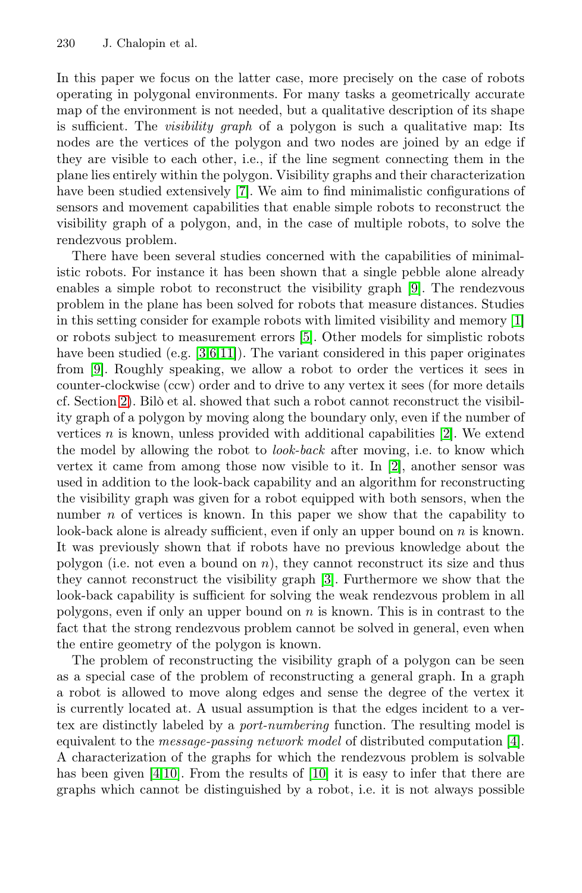In this paper we focus on the latter case, more precisely on the case of robots operating in polygonal environments. For many tasks a geometrically accurate map of the environment is not needed, but a qualitative description of its shape is sufficient. The *visibility graph* of a polygon is such a qualitative map: Its nodes are the vertices of the polygon and two nodes are joined by an edge if they are visible to each other, i.e., if the line segment connecting them in the plane lies entirely within the polygon. Visibility graphs and their characterization have been studied extensively [7]. We aim to find minimalistic configurations of sensors and movement capabilities that enable simple robots to reconstruct the visibility graph of a polygon, and, in the case of multiple robots, to solve the rendezvous problem.

There have been several studies concerned with the capabilities of minimalistic robots. For instance it has been shown that a single pebble alone already enables a simple robot to reconstruct the visibility graph [9]. The rendezvous problem in the plane has been solved for robots that measure distances. Studies in this setting consider for example robots with limited visibility and memory [1] or robots subject to measurement errors [5]. Other models for simplistic robots have been studied (e.g. [3,6,11]). The variant considered in this paper originates from [9]. Roughly speaking, we allow a robot to order the vertices it sees in counter-clockwise (ccw) order and to drive to any vertex it sees (for more details cf. Section 2). Bilò et al. showed that such a robot cannot reconstruct the visibility graph of a polygon by moving along the boundary only, even if the number of vertices $n$ is known, unless provided with additional capabilities [2]. We extend the model by allowing the robot to *look-back* after moving, i.e. to know which vertex it came from among those now visible to it. In [2], another sensor was used in addition to the look-back capability and an algorithm for reconstructing the visibility graph was given for a robot equipped with both sensors, when the number $n$ of vertices is known. In this paper we show that the capability to look-back alone is already sufficient, even if only an upper bound on $n$ is known. It was previously shown that if robots have no previous knowledge about the polygon (i.e. not even a bound on $n$), they cannot reconstruct its size and thus they cannot reconstruct the visibility graph [3]. Furthermore we show that the look-back capability is sufficient for solving the weak rendezvous problem in all polygons, even if only an upper bound on $n$ is known. This is in contrast to the fact that the strong rendezvous problem cannot be solved in general, even when the entire geometry of the polygon is known.

The problem of reconstructing the visibility graph of a polygon can be seen as a special case of the problem of reconstructing a general graph. In a graph a robot is allowed to move along edges and sense the degree of the vertex it is currently located at. A usual assumption is that the edges incident to a vertex are distinctly labeled by a *port-numbering* function. The resulting model is equivalent to the *message-passing network model* of distributed computation [4]. A characterization of the graphs for which the rendezvous problem is solvable has been given [4,10]. From the results of [10] it is easy to infer that there are graphs which cannot be distinguished by a robot, i.e. it is not always possible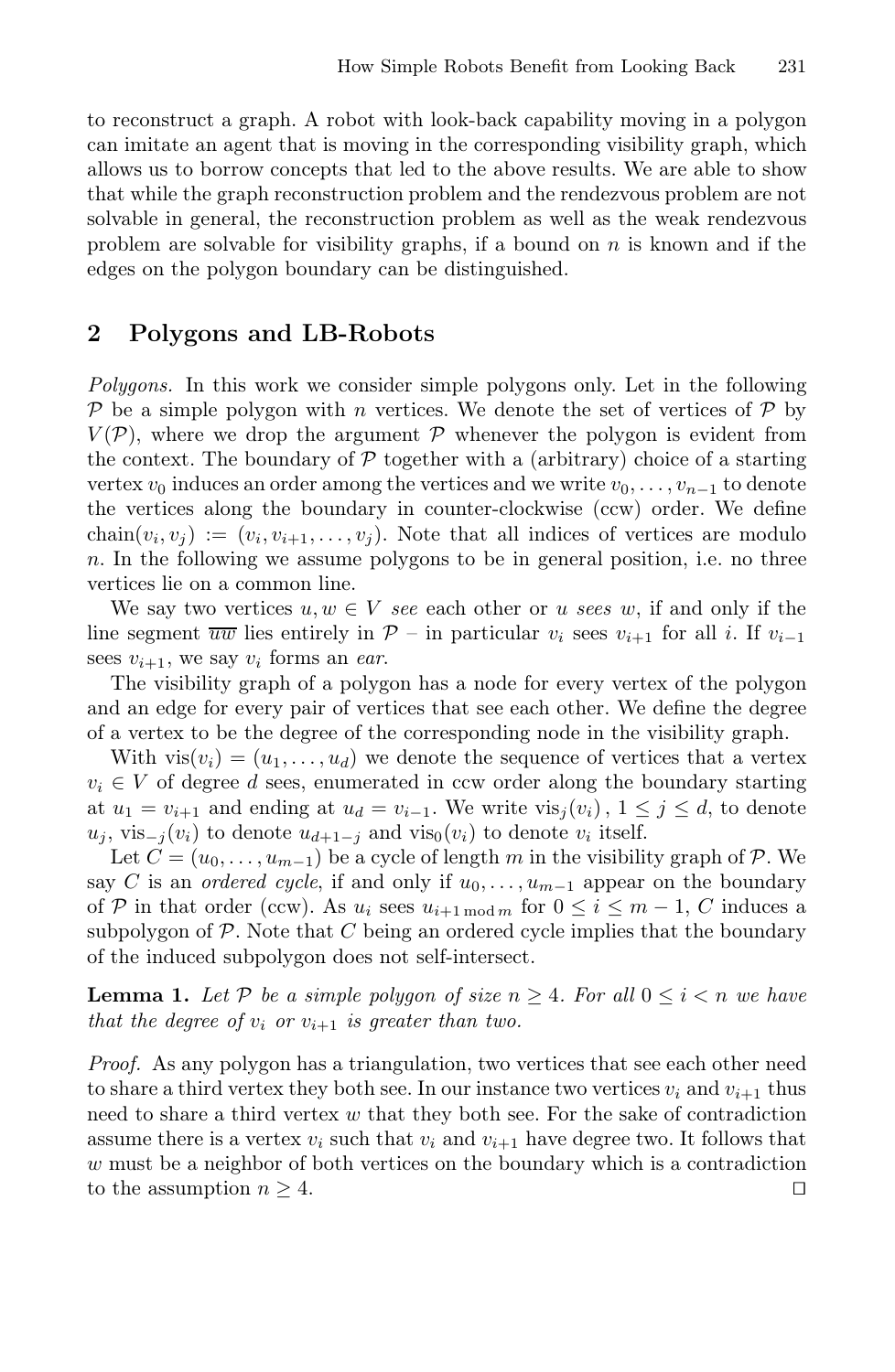to reconstruct a graph. A robot with look-back capability moving in a polygon can imitate an agent that is moving in the corresponding visibility graph, which allows us to borrow concepts that led to the above results. We are able to show that while the graph reconstruction problem and the rendezvous problem are not solvable in general, the reconstruction problem as well as the weak rendezvous problem are solvable for visibility graphs, if a bound on $n$ is known and if the edges on the polygon boundary can be distinguished.

## 2 Polygons and LB-Robots

*Polygons.* In this work we consider simple polygons only. Let in the following $\mathcal{P}$ be a simple polygon with $n$ vertices. We denote the set of vertices of $\mathcal{P}$ by $V(\mathcal{P})$, where we drop the argument $\mathcal{P}$ whenever the polygon is evident from the context. The boundary of $\mathcal{P}$ together with a (arbitrary) choice of a starting vertex $v_0$ induces an order among the vertices and we write $v_0, \ldots, v_{n-1}$ to denote the vertices along the boundary in counter-clockwise (ccw) order. We define $\text{chain}(v_i, v_j) := (v_i, v_{i+1}, \ldots, v_j)$. Note that all indices of vertices are modulo $n$. In the following we assume polygons to be in general position, i.e. no three vertices lie on a common line.

We say two vertices $u, w \in V$ *see* each other or $u$ *sees* $w$, if and only if the line segment $\overline{uw}$ lies entirely in $\mathcal{P}$ – in particular $v_i$ sees $v_{i+1}$ for all $i$. If $v_{i-1}$ sees $v_{i+1}$, we say $v_i$ forms an *ear*.

The visibility graph of a polygon has a node for every vertex of the polygon and an edge for every pair of vertices that see each other. We define the degree of a vertex to be the degree of the corresponding node in the visibility graph.

With $\text{vis}(v_i) = (u_1, \ldots, u_d)$ we denote the sequence of vertices that a vertex $v_i \in V$ of degree $d$ sees, enumerated in ccw order along the boundary starting at $u_1 = v_{i+1}$ and ending at $u_d = v_{i-1}$. We write $\text{vis}_j(v_i)$, $1 \leq j \leq d$, to denote $u_j$, $\text{vis}_{-j}(v_i)$ to denote $u_{d+1-j}$ and $\text{vis}_0(v_i)$ to denote $v_i$ itself.

Let $C = (u_0, \ldots, u_{m-1})$ be a cycle of length $m$ in the visibility graph of $\mathcal{P}$. We say $C$ is an *ordered cycle*, if and only if $u_0, \ldots, u_{m-1}$ appear on the boundary of $\mathcal{P}$ in that order (ccw). As $u_i$ sees $u_{i+1 \bmod m}$ for $0 \leq i \leq m-1$, $C$ induces a subpolygon of $\mathcal{P}$. Note that $C$ being an ordered cycle implies that the boundary of the induced subpolygon does not self-intersect.

**Lemma 1.** *Let $\mathcal{P}$ be a simple polygon of size $n \geq 4$. For all $0 \leq i < n$ we have that the degree of $v_i$ or $v_{i+1}$ is greater than two.*

*Proof.* As any polygon has a triangulation, two vertices that see each other need to share a third vertex they both see. In our instance two vertices $v_i$ and $v_{i+1}$ thus need to share a third vertex $w$ that they both see. For the sake of contradiction assume there is a vertex $v_i$ such that $v_i$ and $v_{i+1}$ have degree two. It follows that $w$ must be a neighbor of both vertices on the boundary which is a contradiction to the assumption $n \geq 4$. $\square$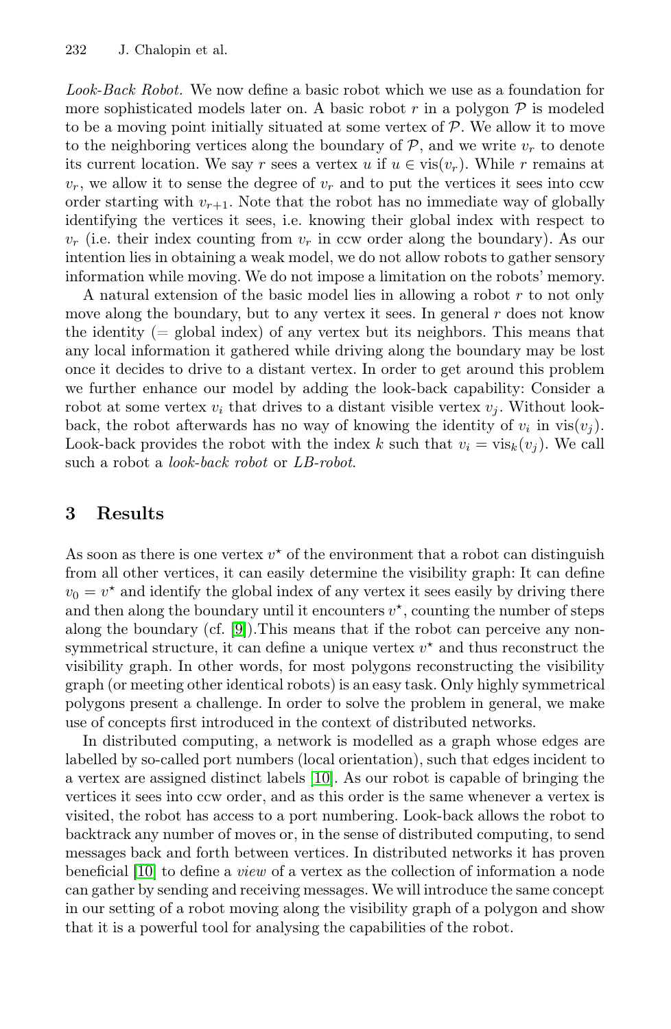*Look-Back Robot.* We now define a basic robot which we use as a foundation for more sophisticated models later on. A basic robot $r$ in a polygon $\mathcal{P}$ is modeled to be a moving point initially situated at some vertex of $\mathcal{P}$. We allow it to move to the neighboring vertices along the boundary of $\mathcal{P}$, and we write $v_r$ to denote its current location. We say $r$ sees a vertex $u$ if $u \in \text{vis}(v_r)$. While $r$ remains at $v_r$, we allow it to sense the degree of $v_r$ and to put the vertices it sees into ccw order starting with $v_{r+1}$. Note that the robot has no immediate way of globally identifying the vertices it sees, i.e. knowing their global index with respect to $v_r$ (i.e. their index counting from $v_r$ in ccw order along the boundary). As our intention lies in obtaining a weak model, we do not allow robots to gather sensory information while moving. We do not impose a limitation on the robots' memory.

A natural extension of the basic model lies in allowing a robot $r$ to not only move along the boundary, but to any vertex it sees. In general $r$ does not know the identity (= global index) of any vertex but its neighbors. This means that any local information it gathered while driving along the boundary may be lost once it decides to drive to a distant vertex. In order to get around this problem we further enhance our model by adding the look-back capability: Consider a robot at some vertex $v_i$ that drives to a distant visible vertex $v_j$. Without look-back, the robot afterwards has no way of knowing the identity of $v_i$ in $\text{vis}(v_j)$. Look-back provides the robot with the index $k$ such that $v_i = \text{vis}_k(v_j)$. We call such a robot a *look-back robot* or *LB-robot*.

## 3 Results

As soon as there is one vertex $v^\star$ of the environment that a robot can distinguish from all other vertices, it can easily determine the visibility graph: It can define $v_0 = v^\star$ and identify the global index of any vertex it sees easily by driving there and then along the boundary until it encounters $v^\star$, counting the number of steps along the boundary (cf. [9]).This means that if the robot can perceive any non-symmetrical structure, it can define a unique vertex $v^\star$ and thus reconstruct the visibility graph. In other words, for most polygons reconstructing the visibility graph (or meeting other identical robots) is an easy task. Only highly symmetrical polygons present a challenge. In order to solve the problem in general, we make use of concepts first introduced in the context of distributed networks.

In distributed computing, a network is modelled as a graph whose edges are labelled by so-called port numbers (local orientation), such that edges incident to a vertex are assigned distinct labels [10]. As our robot is capable of bringing the vertices it sees into ccw order, and as this order is the same whenever a vertex is visited, the robot has access to a port numbering. Look-back allows the robot to backtrack any number of moves or, in the sense of distributed computing, to send messages back and forth between vertices. In distributed networks it has proven beneficial [10] to define a *view* of a vertex as the collection of information a node can gather by sending and receiving messages. We will introduce the same concept in our setting of a robot moving along the visibility graph of a polygon and show that it is a powerful tool for analysing the capabilities of the robot.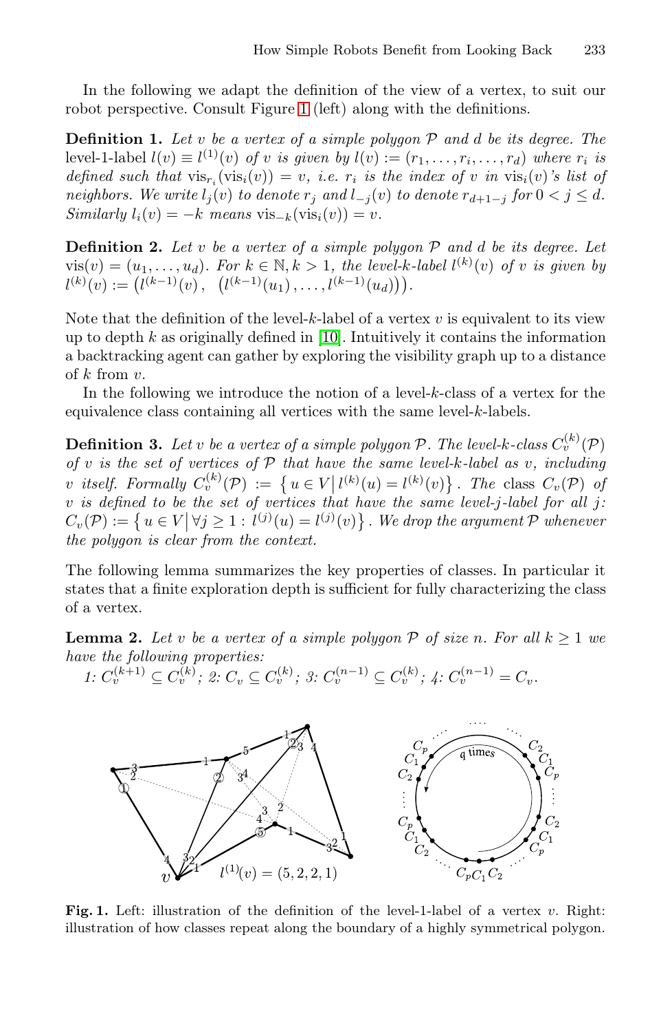In the following we adapt the definition of the view of a vertex, to suit our robot perspective. Consult Figure 1 (left) along with the definitions.

**Definition 1.** *Let $v$ be a vertex of a simple polygon $\mathcal{P}$ and $d$ be its degree. The* level-1-label $l(v) \equiv l^{(1)}(v)$ *of $v$ is given by $l(v) := (r_1, \ldots, r_i, \ldots, r_d)$ where $r_i$ is defined such that $\text{vis}_{r_i}(\text{vis}_i(v)) = v$, i.e. $r_i$ is the index of $v$ in $\text{vis}_i(v)$'s list of neighbors. We write $l_j(v)$ to denote $r_j$ and $l_{-j}(v)$ to denote $r_{d+1-j}$ for $0 < j \leq d$. Similarly $l_i(v) = -k$ means $\text{vis}_{-k}(\text{vis}_i(v)) = v$.*

**Definition 2.** *Let $v$ be a vertex of a simple polygon $\mathcal{P}$ and $d$ be its degree. Let $\text{vis}(v) = (u_1, \ldots, u_d)$. For $k \in \mathbb{N}, k > 1$, the level-$k$-label $l^{(k)}(v)$ of $v$ is given by $l^{(k)}(v) := \left(l^{(k-1)}(v),\ \left(l^{(k-1)}(u_1), \ldots, l^{(k-1)}(u_d)\right)\right)$.*

Note that the definition of the level-$k$-label of a vertex $v$ is equivalent to its view up to depth $k$ as originally defined in [10]. Intuitively it contains the information a backtracking agent can gather by exploring the visibility graph up to a distance of $k$ from $v$.

In the following we introduce the notion of a level-$k$-class of a vertex for the equivalence class containing all vertices with the same level-$k$-labels.

**Definition 3.** *Let $v$ be a vertex of a simple polygon $\mathcal{P}$. The level-$k$-class $C_v^{(k)}(\mathcal{P})$ of $v$ is the set of vertices of $\mathcal{P}$ that have the same level-$k$-label as $v$, including $v$ itself. Formally $C_v^{(k)}(\mathcal{P}) := \left\{ u \in V \,\middle|\, l^{(k)}(u) = l^{(k)}(v) \right\}$. The* class *$C_v(\mathcal{P})$ of $v$ is defined to be the set of vertices that have the same level-$j$-label for all $j$: $C_v(\mathcal{P}) := \left\{ u \in V \,\middle|\, \forall j \geq 1 : l^{(j)}(u) = l^{(j)}(v) \right\}$. We drop the argument $\mathcal{P}$ whenever the polygon is clear from the context.*

The following lemma summarizes the key properties of classes. In particular it states that a finite exploration depth is sufficient for fully characterizing the class of a vertex.

**Lemma 2.** *Let $v$ be a vertex of a simple polygon $\mathcal{P}$ of size $n$. For all $k \geq 1$ we have the following properties:*
*1: $C_v^{(k+1)} \subseteq C_v^{(k)}$; 2: $C_v \subseteq C_v^{(k)}$; 3: $C_v^{(n-1)} \subseteq C_v^{(k)}$; 4: $C_v^{(n-1)} = C_v$.*

**Fig. 1.** Left: illustration of the definition of the level-1-label of a vertex $v$. Right: illustration of how classes repeat along the boundary of a highly symmetrical polygon.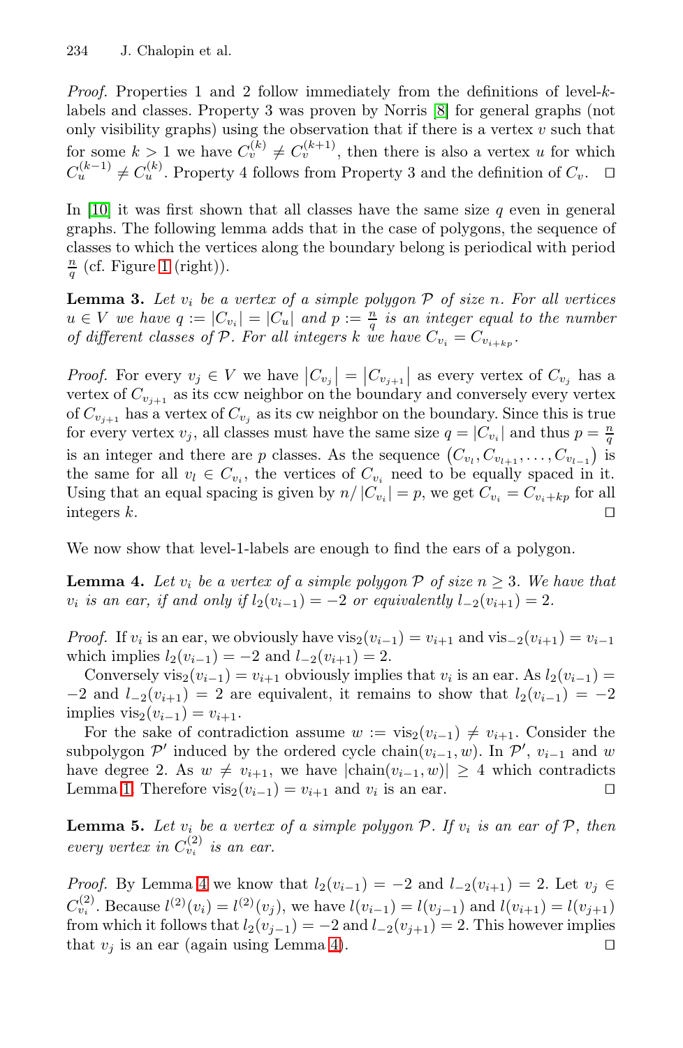*Proof.* Properties 1 and 2 follow immediately from the definitions of level-$k$-labels and classes. Property 3 was proven by Norris [8] for general graphs (not only visibility graphs) using the observation that if there is a vertex $v$ such that for some $k > 1$ we have $C_v^{(k)} \neq C_v^{(k+1)}$, then there is also a vertex $u$ for which $C_u^{(k-1)} \neq C_u^{(k)}$. Property 4 follows from Property 3 and the definition of $C_v$. $\square$

In [10] it was first shown that all classes have the same size $q$ even in general graphs. The following lemma adds that in the case of polygons, the sequence of classes to which the vertices along the boundary belong is periodical with period $\frac{n}{q}$ (cf. Figure 1 (right)).

**Lemma 3.** *Let $v_i$ be a vertex of a simple polygon $\mathcal{P}$ of size $n$. For all vertices $u \in V$ we have $q := |C_{v_i}| = |C_u|$ and $p := \frac{n}{q}$ is an integer equal to the number of different classes of $\mathcal{P}$. For all integers $k$ we have $C_{v_i} = C_{v_{i+kp}}$.*

*Proof.* For every $v_j \in V$ we have $\left|C_{v_j}\right| = \left|C_{v_{j+1}}\right|$ as every vertex of $C_{v_j}$ has a vertex of $C_{v_{j+1}}$ as its ccw neighbor on the boundary and conversely every vertex of $C_{v_{j+1}}$ has a vertex of $C_{v_j}$ as its cw neighbor on the boundary. Since this is true for every vertex $v_j$, all classes must have the same size $q = |C_{v_i}|$ and thus $p = \frac{n}{q}$ is an integer and there are $p$ classes. As the sequence $\left(C_{v_l}, C_{v_{l+1}}, \ldots, C_{v_{l-1}}\right)$ is the same for all $v_l \in C_{v_i}$, the vertices of $C_{v_i}$ need to be equally spaced in it. Using that an equal spacing is given by $n/\left|C_{v_i}\right| = p$, we get $C_{v_i} = C_{v_i+kp}$ for all integers $k$. $\square$

We now show that level-1-labels are enough to find the ears of a polygon.

**Lemma 4.** *Let $v_i$ be a vertex of a simple polygon $\mathcal{P}$ of size $n \geq 3$. We have that $v_i$ is an ear, if and only if $l_2(v_{i-1}) = -2$ or equivalently $l_{-2}(v_{i+1}) = 2$.*

*Proof.* If $v_i$ is an ear, we obviously have $\text{vis}_2(v_{i-1}) = v_{i+1}$ and $\text{vis}_{-2}(v_{i+1}) = v_{i-1}$ which implies $l_2(v_{i-1}) = -2$ and $l_{-2}(v_{i+1}) = 2$.

Conversely $\text{vis}_2(v_{i-1}) = v_{i+1}$ obviously implies that $v_i$ is an ear. As $l_2(v_{i-1}) = -2$ and $l_{-2}(v_{i+1}) = 2$ are equivalent, it remains to show that $l_2(v_{i-1}) = -2$ implies $\text{vis}_2(v_{i-1}) = v_{i+1}$.

For the sake of contradiction assume $w := \text{vis}_2(v_{i-1}) \neq v_{i+1}$. Consider the subpolygon $\mathcal{P}'$ induced by the ordered cycle $\text{chain}(v_{i-1}, w)$. In $\mathcal{P}'$, $v_{i-1}$ and $w$ have degree 2. As $w \neq v_{i+1}$, we have $|\text{chain}(v_{i-1}, w)| \geq 4$ which contradicts Lemma 1. Therefore $\text{vis}_2(v_{i-1}) = v_{i+1}$ and $v_i$ is an ear. $\square$

**Lemma 5.** *Let $v_i$ be a vertex of a simple polygon $\mathcal{P}$. If $v_i$ is an ear of $\mathcal{P}$, then every vertex in $C_{v_i}^{(2)}$ is an ear.*

*Proof.* By Lemma 4 we know that $l_2(v_{i-1}) = -2$ and $l_{-2}(v_{i+1}) = 2$. Let $v_j \in C_{v_i}^{(2)}$. Because $l^{(2)}(v_i) = l^{(2)}(v_j)$, we have $l(v_{i-1}) = l(v_{j-1})$ and $l(v_{i+1}) = l(v_{j+1})$ from which it follows that $l_2(v_{j-1}) = -2$ and $l_{-2}(v_{j+1}) = 2$. This however implies that $v_j$ is an ear (again using Lemma 4). $\square$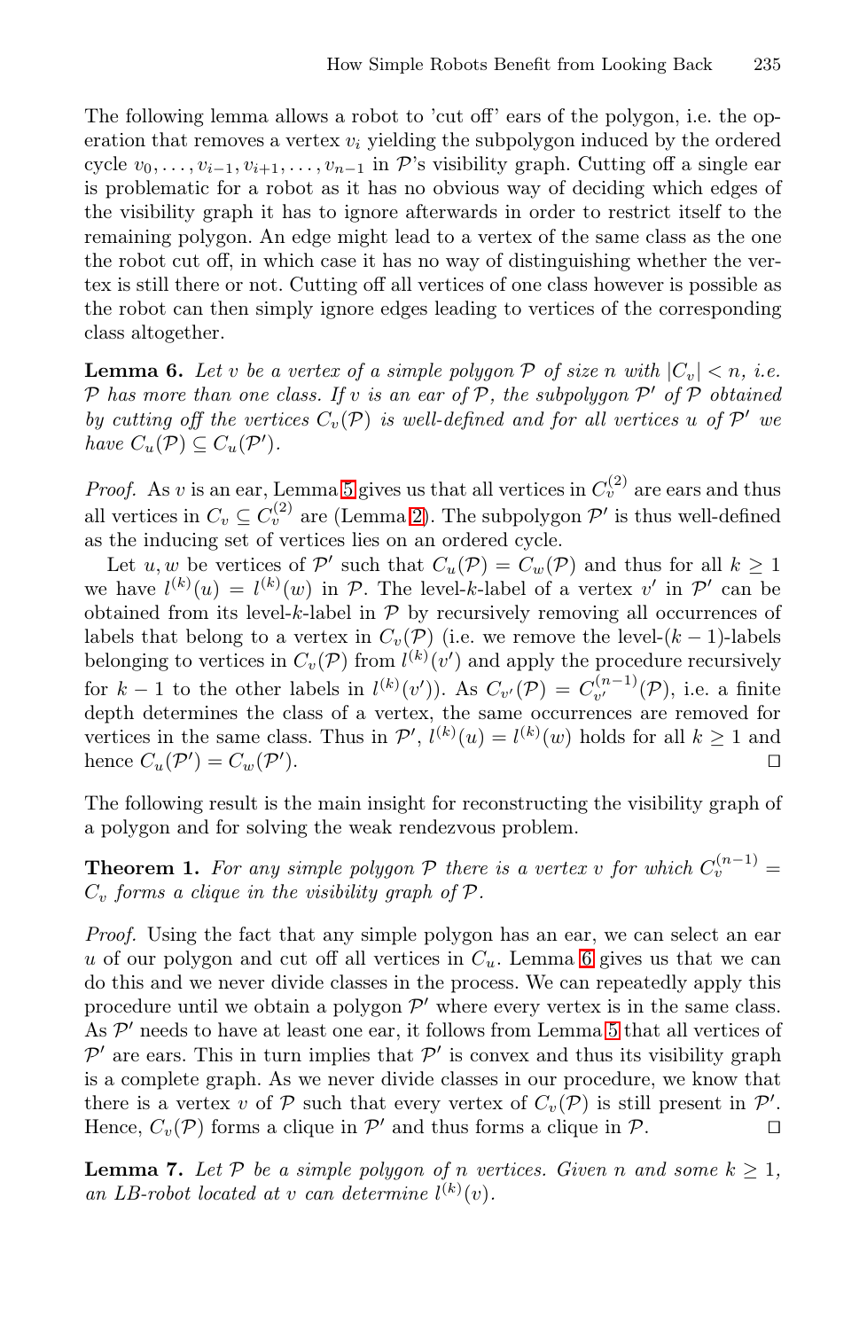The following lemma allows a robot to 'cut off' ears of the polygon, i.e. the operation that removes a vertex $v_i$ yielding the subpolygon induced by the ordered cycle $v_0, \ldots, v_{i-1}, v_{i+1}, \ldots, v_{n-1}$ in $\mathcal{P}$'s visibility graph. Cutting off a single ear is problematic for a robot as it has no obvious way of deciding which edges of the visibility graph it has to ignore afterwards in order to restrict itself to the remaining polygon. An edge might lead to a vertex of the same class as the one the robot cut off, in which case it has no way of distinguishing whether the vertex is still there or not. Cutting off all vertices of one class however is possible as the robot can then simply ignore edges leading to vertices of the corresponding class altogether.

**Lemma 6.** *Let $v$ be a vertex of a simple polygon $\mathcal{P}$ of size $n$ with $|C_v| < n$, i.e. $\mathcal{P}$ has more than one class. If $v$ is an ear of $\mathcal{P}$, the subpolygon $\mathcal{P}'$ of $\mathcal{P}$ obtained by cutting off the vertices $C_v(\mathcal{P})$ is well-defined and for all vertices $u$ of $\mathcal{P}'$ we have $C_u(\mathcal{P}) \subseteq C_u(\mathcal{P}')$.*

*Proof.* As $v$ is an ear, Lemma 5 gives us that all vertices in $C_v^{(2)}$ are ears and thus all vertices in $C_v \subseteq C_v^{(2)}$ are (Lemma 2). The subpolygon $\mathcal{P}'$ is thus well-defined as the inducing set of vertices lies on an ordered cycle.

Let $u, w$ be vertices of $\mathcal{P}'$ such that $C_u(\mathcal{P}) = C_w(\mathcal{P})$ and thus for all $k \geq 1$ we have $l^{(k)}(u) = l^{(k)}(w)$ in $\mathcal{P}$. The level-$k$-label of a vertex $v'$ in $\mathcal{P}'$ can be obtained from its level-$k$-label in $\mathcal{P}$ by recursively removing all occurrences of labels that belong to a vertex in $C_v(\mathcal{P})$ (i.e. we remove the level-$(k-1)$-labels belonging to vertices in $C_v(\mathcal{P})$ from $l^{(k)}(v')$ and apply the procedure recursively for $k-1$ to the other labels in $l^{(k)}(v')$). As $C_{v'}(\mathcal{P}) = C_{v'}^{(n-1)}(\mathcal{P})$, i.e. a finite depth determines the class of a vertex, the same occurrences are removed for vertices in the same class. Thus in $\mathcal{P}'$, $l^{(k)}(u) = l^{(k)}(w)$ holds for all $k \geq 1$ and hence $C_u(\mathcal{P}') = C_w(\mathcal{P}')$. $\square$

The following result is the main insight for reconstructing the visibility graph of a polygon and for solving the weak rendezvous problem.

**Theorem 1.** *For any simple polygon $\mathcal{P}$ there is a vertex $v$ for which $C_v^{(n-1)} = C_v$ forms a clique in the visibility graph of $\mathcal{P}$.*

*Proof.* Using the fact that any simple polygon has an ear, we can select an ear $u$ of our polygon and cut off all vertices in $C_u$. Lemma 6 gives us that we can do this and we never divide classes in the process. We can repeatedly apply this procedure until we obtain a polygon $\mathcal{P}'$ where every vertex is in the same class. As $\mathcal{P}'$ needs to have at least one ear, it follows from Lemma 5 that all vertices of $\mathcal{P}'$ are ears. This in turn implies that $\mathcal{P}'$ is convex and thus its visibility graph is a complete graph. As we never divide classes in our procedure, we know that there is a vertex $v$ of $\mathcal{P}$ such that every vertex of $C_v(\mathcal{P})$ is still present in $\mathcal{P}'$. Hence, $C_v(\mathcal{P})$ forms a clique in $\mathcal{P}'$ and thus forms a clique in $\mathcal{P}$. $\square$

**Lemma 7.** *Let $\mathcal{P}$ be a simple polygon of $n$ vertices. Given $n$ and some $k \geq 1$, an LB-robot located at $v$ can determine $l^{(k)}(v)$.*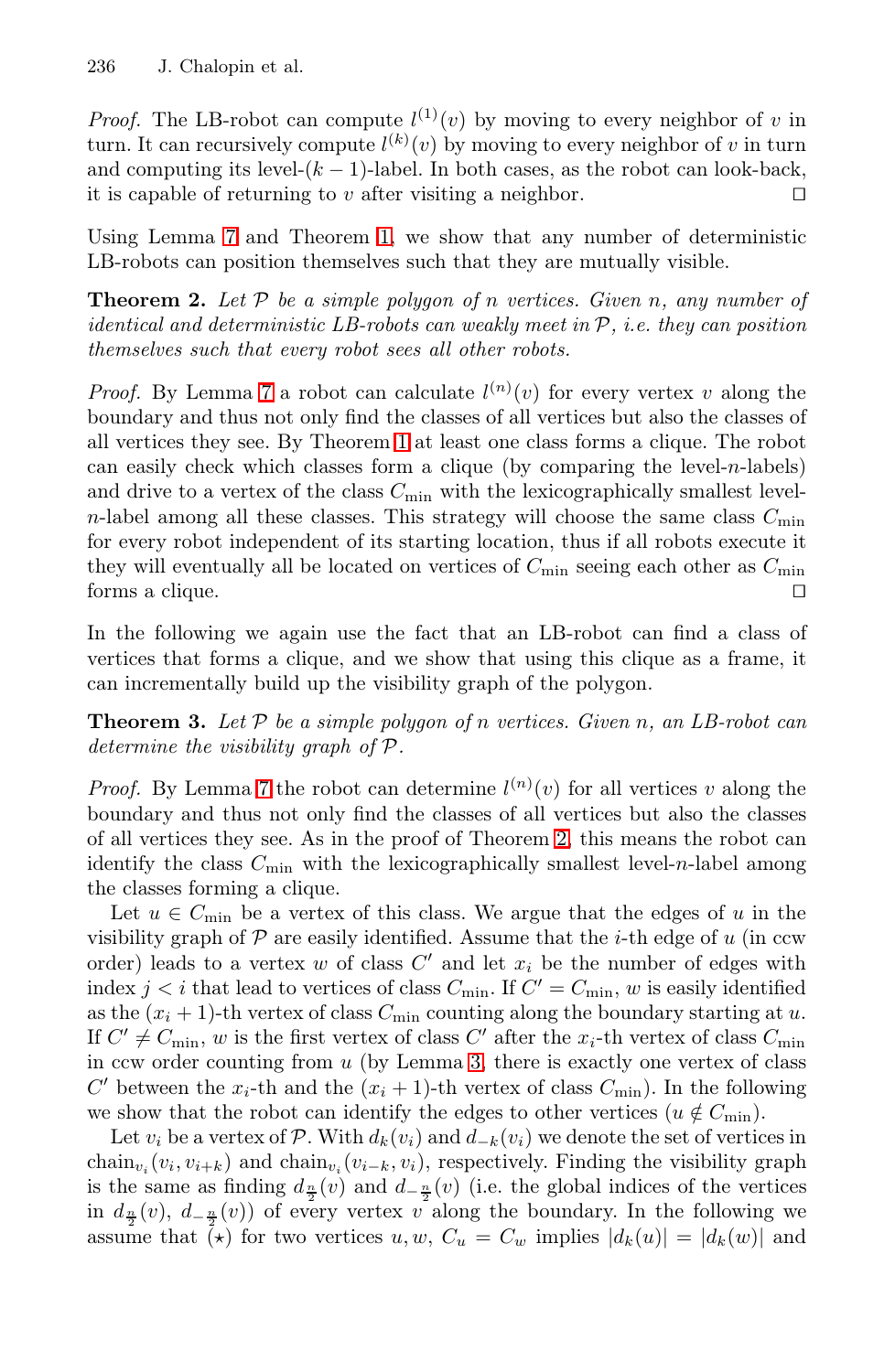*Proof.* The LB-robot can compute $l^{(1)}(v)$ by moving to every neighbor of $v$ in turn. It can recursively compute $l^{(k)}(v)$ by moving to every neighbor of $v$ in turn and computing its level-$(k-1)$-label. In both cases, as the robot can look-back, it is capable of returning to $v$ after visiting a neighbor. ◻

Using Lemma 7 and Theorem 1, we show that any number of deterministic LB-robots can position themselves such that they are mutually visible.

**Theorem 2.** *Let $\mathcal{P}$ be a simple polygon of $n$ vertices. Given $n$, any number of identical and deterministic LB-robots can weakly meet in $\mathcal{P}$, i.e. they can position themselves such that every robot sees all other robots.*

*Proof.* By Lemma 7 a robot can calculate $l^{(n)}(v)$ for every vertex $v$ along the boundary and thus not only find the classes of all vertices but also the classes of all vertices they see. By Theorem 1 at least one class forms a clique. The robot can easily check which classes form a clique (by comparing the level-$n$-labels) and drive to a vertex of the class $C_{\min}$ with the lexicographically smallest level-$n$-label among all these classes. This strategy will choose the same class $C_{\min}$ for every robot independent of its starting location, thus if all robots execute it they will eventually all be located on vertices of $C_{\min}$ seeing each other as $C_{\min}$ forms a clique. ◻

In the following we again use the fact that an LB-robot can find a class of vertices that forms a clique, and we show that using this clique as a frame, it can incrementally build up the visibility graph of the polygon.

**Theorem 3.** *Let $\mathcal{P}$ be a simple polygon of $n$ vertices. Given $n$, an LB-robot can determine the visibility graph of $\mathcal{P}$.*

*Proof.* By Lemma 7 the robot can determine $l^{(n)}(v)$ for all vertices $v$ along the boundary and thus not only find the classes of all vertices but also the classes of all vertices they see. As in the proof of Theorem 2, this means the robot can identify the class $C_{\min}$ with the lexicographically smallest level-$n$-label among the classes forming a clique.

Let $u \in C_{\min}$ be a vertex of this class. We argue that the edges of $u$ in the visibility graph of $\mathcal{P}$ are easily identified. Assume that the $i$-th edge of $u$ (in ccw order) leads to a vertex $w$ of class $C'$ and let $x_i$ be the number of edges with index $j < i$ that lead to vertices of class $C_{\min}$. If $C' = C_{\min}$, $w$ is easily identified as the $(x_i+1)$-th vertex of class $C_{\min}$ counting along the boundary starting at $u$. If $C' \neq C_{\min}$, $w$ is the first vertex of class $C'$ after the $x_i$-th vertex of class $C_{\min}$ in ccw order counting from $u$ (by Lemma 3, there is exactly one vertex of class $C'$ between the $x_i$-th and the $(x_i+1)$-th vertex of class $C_{\min}$). In the following we show that the robot can identify the edges to other vertices ($u \notin C_{\min}$).

Let $v_i$ be a vertex of $\mathcal{P}$. With $d_k(v_i)$ and $d_{-k}(v_i)$ we denote the set of vertices in $\text{chain}_{v_i}(v_i, v_{i+k})$ and $\text{chain}_{v_i}(v_{i-k}, v_i)$, respectively. Finding the visibility graph is the same as finding $d_{\frac{n}{2}}(v)$ and $d_{-\frac{n}{2}}(v)$ (i.e. the global indices of the vertices in $d_{\frac{n}{2}}(v)$, $d_{-\frac{n}{2}}(v)$) of every vertex $v$ along the boundary. In the following we assume that $(\star)$ for two vertices $u, w$, $C_u = C_w$ implies $|d_k(u)| = |d_k(w)|$ and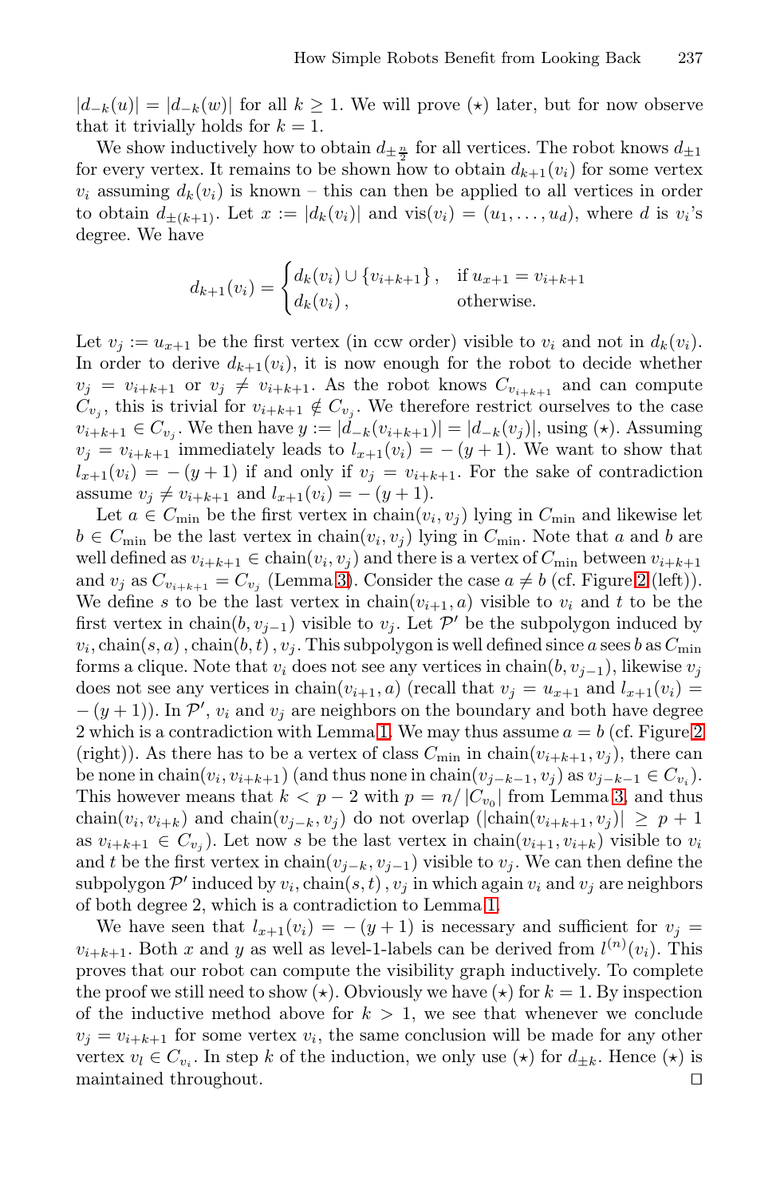$|d_{-k}(u)| = |d_{-k}(w)|$ for all $k \geq 1$. We will prove ($\star$) later, but for now observe that it trivially holds for $k = 1$.

We show inductively how to obtain $d_{\pm\frac{n}{2}}$ for all vertices. The robot knows $d_{\pm 1}$ for every vertex. It remains to be shown how to obtain $d_{k+1}(v_i)$ for some vertex $v_i$ assuming $d_k(v_i)$ is known – this can then be applied to all vertices in order to obtain $d_{\pm(k+1)}$. Let $x := |d_k(v_i)|$ and $\text{vis}(v_i) = (u_1, \ldots, u_d)$, where $d$ is $v_i$'s degree. We have

$$d_{k+1}(v_i) = \begin{cases} d_k(v_i) \cup \{v_{i+k+1}\}, & \text{if } u_{x+1} = v_{i+k+1} \\ d_k(v_i), & \text{otherwise.} \end{cases}$$

Let $v_j := u_{x+1}$ be the first vertex (in ccw order) visible to $v_i$ and not in $d_k(v_i)$. In order to derive $d_{k+1}(v_i)$, it is now enough for the robot to decide whether $v_j = v_{i+k+1}$ or $v_j \neq v_{i+k+1}$. As the robot knows $C_{v_{i+k+1}}$ and can compute $C_{v_j}$, this is trivial for $v_{i+k+1} \notin C_{v_j}$. We therefore restrict ourselves to the case $v_{i+k+1} \in C_{v_j}$. We then have $y := |d_{-k}(v_{i+k+1})| = |d_{-k}(v_j)|$, using ($\star$). Assuming $v_j = v_{i+k+1}$ immediately leads to $l_{x+1}(v_i) = -(y+1)$. We want to show that $l_{x+1}(v_i) = -(y+1)$ if and only if $v_j = v_{i+k+1}$. For the sake of contradiction assume $v_j \neq v_{i+k+1}$ and $l_{x+1}(v_i) = -(y+1)$.

Let $a \in C_{\min}$ be the first vertex in $\text{chain}(v_i, v_j)$ lying in $C_{\min}$ and likewise let $b \in C_{\min}$ be the last vertex in $\text{chain}(v_i, v_j)$ lying in $C_{\min}$. Note that $a$ and $b$ are well defined as $v_{i+k+1} \in \text{chain}(v_i, v_j)$ and there is a vertex of $C_{\min}$ between $v_{i+k+1}$ and $v_j$ as $C_{v_{i+k+1}} = C_{v_j}$ (Lemma 3). Consider the case $a \neq b$ (cf. Figure 2 (left)). We define $s$ to be the last vertex in $\text{chain}(v_{i+1}, a)$ visible to $v_i$ and $t$ to be the first vertex in $\text{chain}(b, v_{j-1})$ visible to $v_j$. Let $\mathcal{P}'$ be the subpolygon induced by $v_i, \text{chain}(s, a), \text{chain}(b, t), v_j$. This subpolygon is well defined since $a$ sees $b$ as $C_{\min}$ forms a clique. Note that $v_i$ does not see any vertices in $\text{chain}(b, v_{j-1})$, likewise $v_j$ does not see any vertices in $\text{chain}(v_{i+1}, a)$ (recall that $v_j = u_{x+1}$ and $l_{x+1}(v_i) = -(y+1)$). In $\mathcal{P}'$, $v_i$ and $v_j$ are neighbors on the boundary and both have degree 2 which is a contradiction with Lemma 1. We may thus assume $a = b$ (cf. Figure 2 (right)). As there has to be a vertex of class $C_{\min}$ in $\text{chain}(v_{i+k+1}, v_j)$, there can be none in $\text{chain}(v_i, v_{i+k+1})$ (and thus none in $\text{chain}(v_{j-k-1}, v_j)$ as $v_{j-k-1} \in C_{v_i}$). This however means that $k < p - 2$ with $p = n/|C_{v_0}|$ from Lemma 3, and thus $\text{chain}(v_i, v_{i+k})$ and $\text{chain}(v_{j-k}, v_j)$ do not overlap ($|\text{chain}(v_{i+k+1}, v_j)| \geq p + 1$ as $v_{i+k+1} \in C_{v_j}$). Let now $s$ be the last vertex in $\text{chain}(v_{i+1}, v_{i+k})$ visible to $v_i$ and $t$ be the first vertex in $\text{chain}(v_{j-k}, v_{j-1})$ visible to $v_j$. We can then define the subpolygon $\mathcal{P}'$ induced by $v_i, \text{chain}(s, t), v_j$ in which again $v_i$ and $v_j$ are neighbors of both degree 2, which is a contradiction to Lemma 1.

We have seen that $l_{x+1}(v_i) = -(y+1)$ is necessary and sufficient for $v_j = v_{i+k+1}$. Both $x$ and $y$ as well as level-1-labels can be derived from $l^{(n)}(v_i)$. This proves that our robot can compute the visibility graph inductively. To complete the proof we still need to show ($\star$). Obviously we have ($\star$) for $k = 1$. By inspection of the inductive method above for $k > 1$, we see that whenever we conclude $v_j = v_{i+k+1}$ for some vertex $v_i$, the same conclusion will be made for any other vertex $v_l \in C_{v_i}$. In step $k$ of the induction, we only use ($\star$) for $d_{\pm k}$. Hence ($\star$) is maintained throughout. □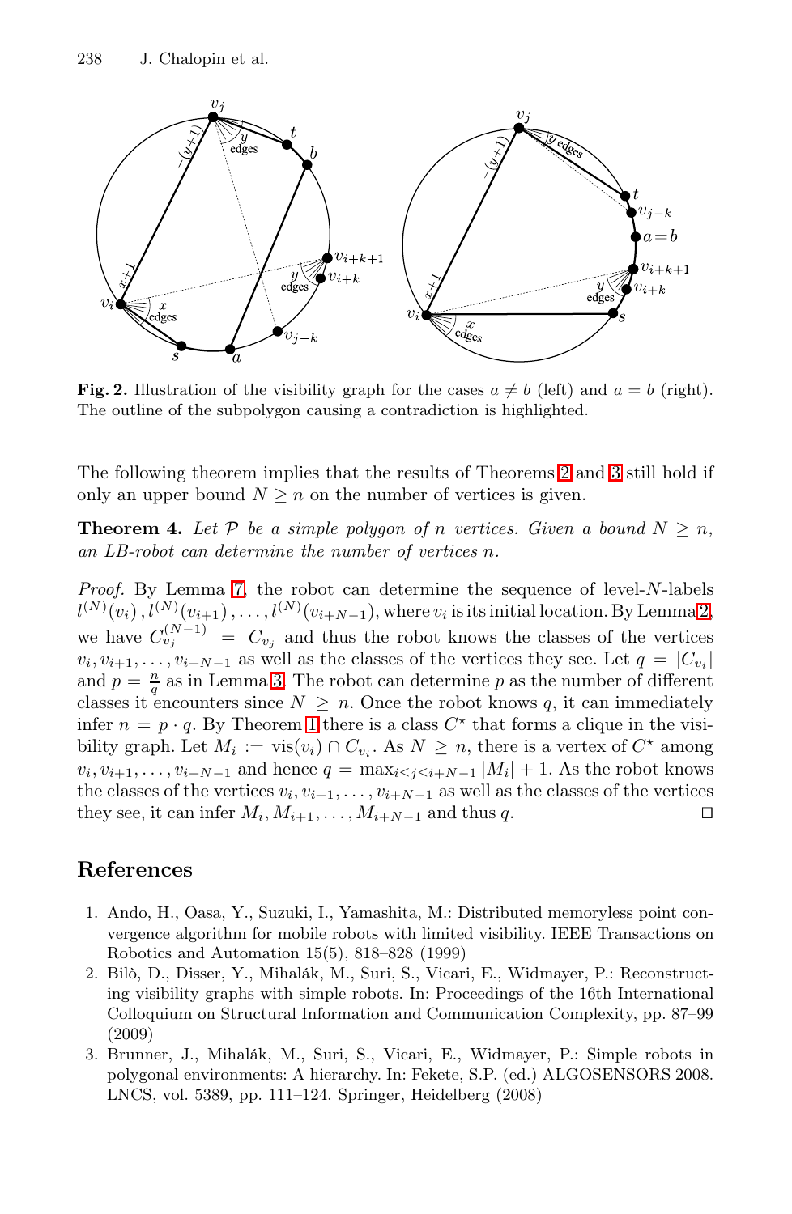**Fig. 2.** Illustration of the visibility graph for the cases $a \neq b$ (left) and $a = b$ (right). The outline of the subpolygon causing a contradiction is highlighted.

The following theorem implies that the results of Theorems 2 and 3 still hold if only an upper bound $N \geq n$ on the number of vertices is given.

**Theorem 4.** *Let $\mathcal{P}$ be a simple polygon of $n$ vertices. Given a bound $N \geq n$, an LB-robot can determine the number of vertices $n$.*

*Proof.* By Lemma 7, the robot can determine the sequence of level-$N$-labels $l^{(N)}(v_i), l^{(N)}(v_{i+1}), \ldots, l^{(N)}(v_{i+N-1})$, where $v_i$ is its initial location. By Lemma 2, we have $C_{v_j}^{(N-1)} = C_{v_j}$ and thus the robot knows the classes of the vertices $v_i, v_{i+1}, \ldots, v_{i+N-1}$ as well as the classes of the vertices they see. Let $q = |C_{v_i}|$ and $p = \frac{n}{q}$ as in Lemma 3. The robot can determine $p$ as the number of different classes it encounters since $N \geq n$. Once the robot knows $q$, it can immediately infer $n = p \cdot q$. By Theorem 1 there is a class $C^\star$ that forms a clique in the visibility graph. Let $M_i := \text{vis}(v_i) \cap C_{v_i}$. As $N \geq n$, there is a vertex of $C^\star$ among $v_i, v_{i+1}, \ldots, v_{i+N-1}$ and hence $q = \max_{i \leq j \leq i+N-1} |M_i| + 1$. As the robot knows the classes of the vertices $v_i, v_{i+1}, \ldots, v_{i+N-1}$ as well as the classes of the vertices they see, it can infer $M_i, M_{i+1}, \ldots, M_{i+N-1}$ and thus $q$. $\square$

## References

1. Ando, H., Oasa, Y., Suzuki, I., Yamashita, M.: Distributed memoryless point convergence algorithm for mobile robots with limited visibility. IEEE Transactions on Robotics and Automation 15(5), 818–828 (1999)
2. Bilò, D., Disser, Y., Mihalák, M., Suri, S., Vicari, E., Widmayer, P.: Reconstructing visibility graphs with simple robots. In: Proceedings of the 16th International Colloquium on Structural Information and Communication Complexity, pp. 87–99 (2009)
3. Brunner, J., Mihalák, M., Suri, S., Vicari, E., Widmayer, P.: Simple robots in polygonal environments: A hierarchy. In: Fekete, S.P. (ed.) ALGOSENSORS 2008. LNCS, vol. 5389, pp. 111–124. Springer, Heidelberg (2008)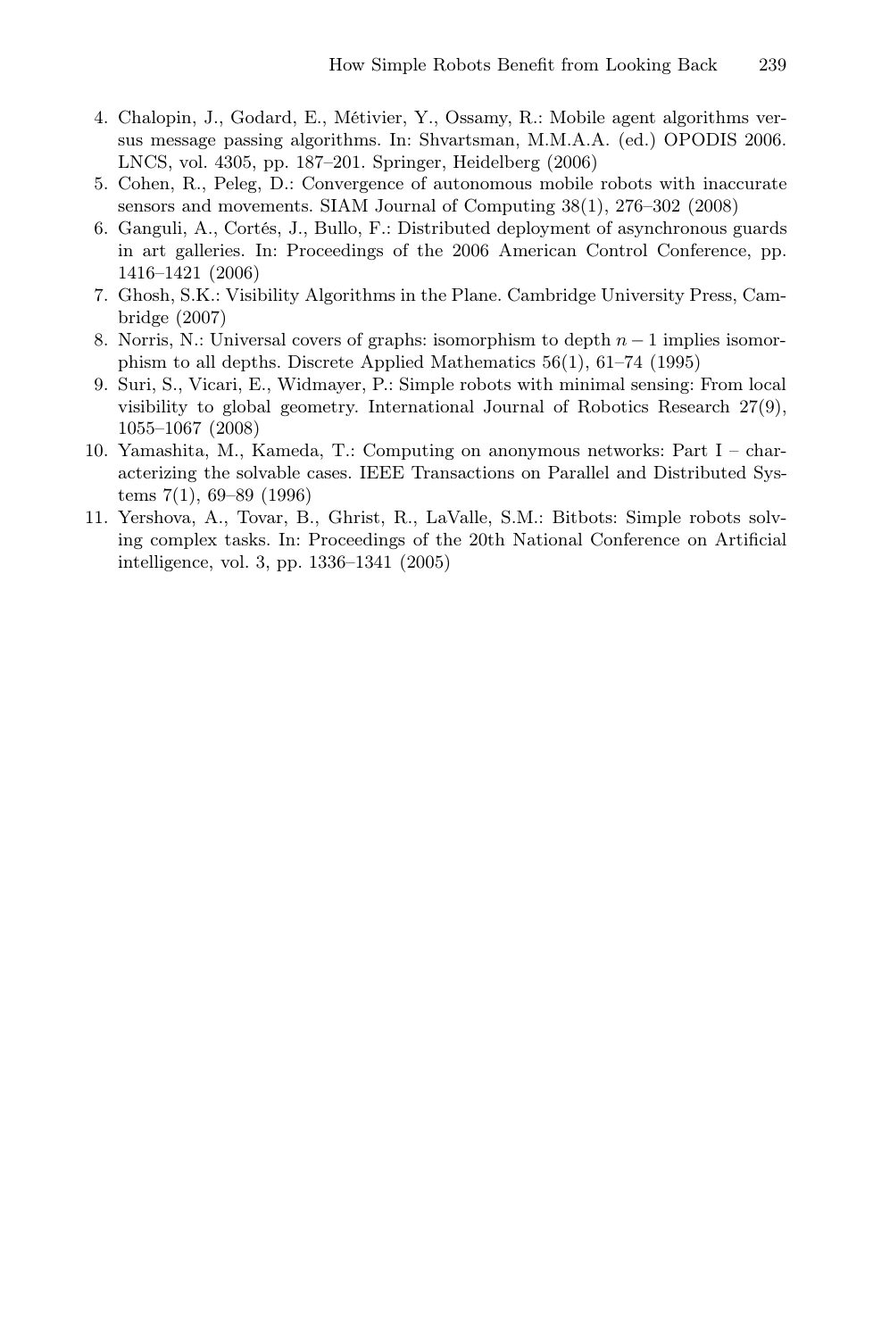4. Chalopin, J., Godard, E., Métivier, Y., Ossamy, R.: Mobile agent algorithms versus message passing algorithms. In: Shvartsman, M.M.A.A. (ed.) OPODIS 2006. LNCS, vol. 4305, pp. 187–201. Springer, Heidelberg (2006)
5. Cohen, R., Peleg, D.: Convergence of autonomous mobile robots with inaccurate sensors and movements. SIAM Journal of Computing 38(1), 276–302 (2008)
6. Ganguli, A., Cortés, J., Bullo, F.: Distributed deployment of asynchronous guards in art galleries. In: Proceedings of the 2006 American Control Conference, pp. 1416–1421 (2006)
7. Ghosh, S.K.: Visibility Algorithms in the Plane. Cambridge University Press, Cambridge (2007)
8. Norris, N.: Universal covers of graphs: isomorphism to depth $n-1$ implies isomorphism to all depths. Discrete Applied Mathematics 56(1), 61–74 (1995)
9. Suri, S., Vicari, E., Widmayer, P.: Simple robots with minimal sensing: From local visibility to global geometry. International Journal of Robotics Research 27(9), 1055–1067 (2008)
10. Yamashita, M., Kameda, T.: Computing on anonymous networks: Part I – characterizing the solvable cases. IEEE Transactions on Parallel and Distributed Systems 7(1), 69–89 (1996)
11. Yershova, A., Tovar, B., Ghrist, R., LaValle, S.M.: Bitbots: Simple robots solving complex tasks. In: Proceedings of the 20th National Conference on Artificial intelligence, vol. 3, pp. 1336–1341 (2005)